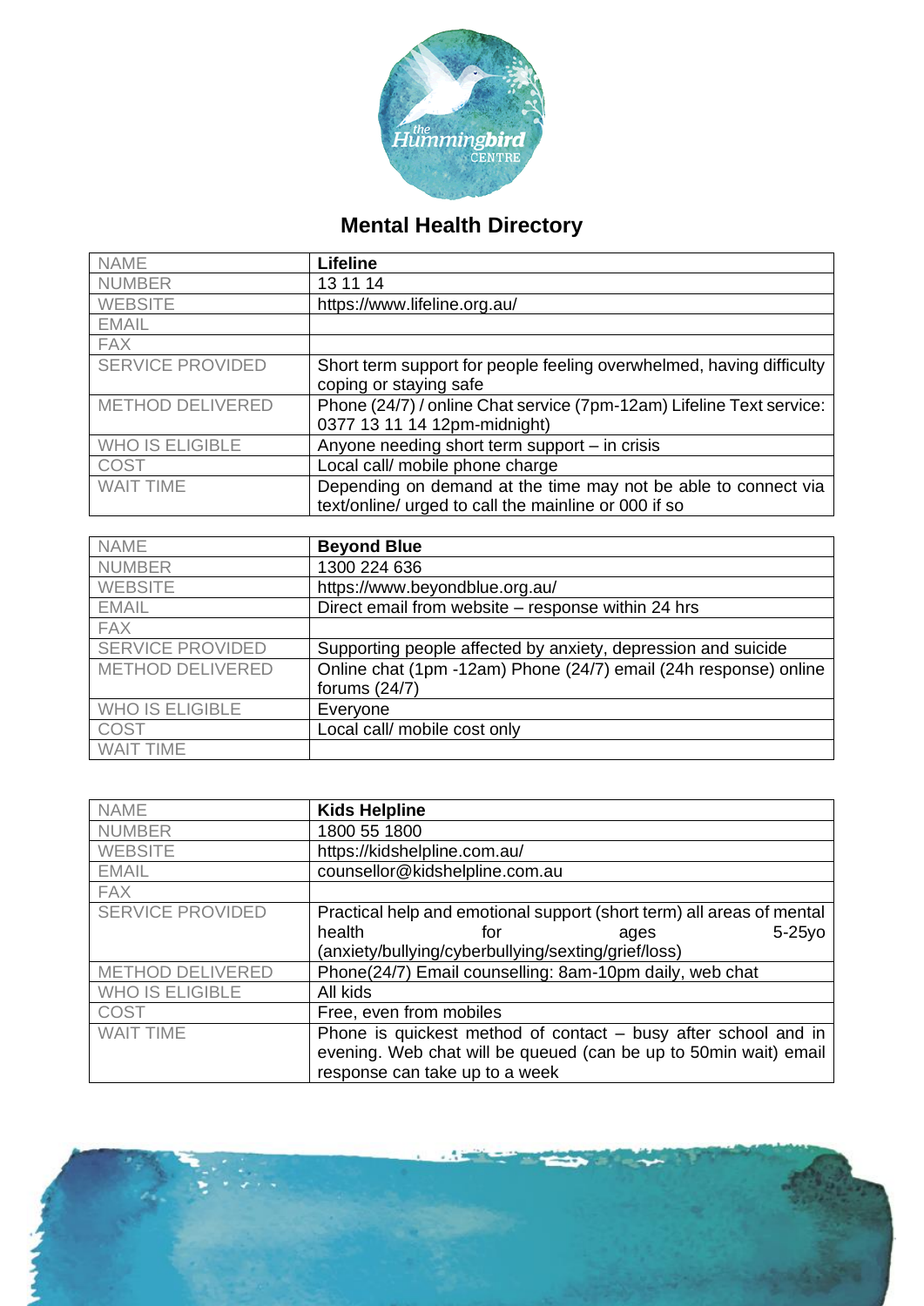## Mental Health Directory

| NAME | **Lifeline** |
|---|---|
| NUMBER | 13 11 14 |
| WEBSITE | https://www.lifeline.org.au/ |
| EMAIL | |
| FAX | |
| SERVICE PROVIDED | Short term support for people feeling overwhelmed, having difficulty coping or staying safe |
| METHOD DELIVERED | Phone (24/7) / online Chat service (7pm-12am) Lifeline Text service: 0377 13 11 14 12pm-midnight) |
| WHO IS ELIGIBLE | Anyone needing short term support – in crisis |
| COST | Local call/ mobile phone charge |
| WAIT TIME | Depending on demand at the time may not be able to connect via text/online/ urged to call the mainline or 000 if so |

| NAME | **Beyond Blue** |
|---|---|
| NUMBER | 1300 224 636 |
| WEBSITE | https://www.beyondblue.org.au/ |
| EMAIL | Direct email from website – response within 24 hrs |
| FAX | |
| SERVICE PROVIDED | Supporting people affected by anxiety, depression and suicide |
| METHOD DELIVERED | Online chat (1pm -12am) Phone (24/7) email (24h response) online forums (24/7) |
| WHO IS ELIGIBLE | Everyone |
| COST | Local call/ mobile cost only |
| WAIT TIME | |

| NAME | **Kids Helpline** |
|---|---|
| NUMBER | 1800 55 1800 |
| WEBSITE | https://kidshelpline.com.au/ |
| EMAIL | counsellor@kidshelpline.com.au |
| FAX | |
| SERVICE PROVIDED | Practical help and emotional support (short term) all areas of mental health for ages 5-25yo (anxiety/bullying/cyberbullying/sexting/grief/loss) |
| METHOD DELIVERED | Phone(24/7) Email counselling: 8am-10pm daily, web chat |
| WHO IS ELIGIBLE | All kids |
| COST | Free, even from mobiles |
| WAIT TIME | Phone is quickest method of contact – busy after school and in evening. Web chat will be queued (can be up to 50min wait) email response can take up to a week |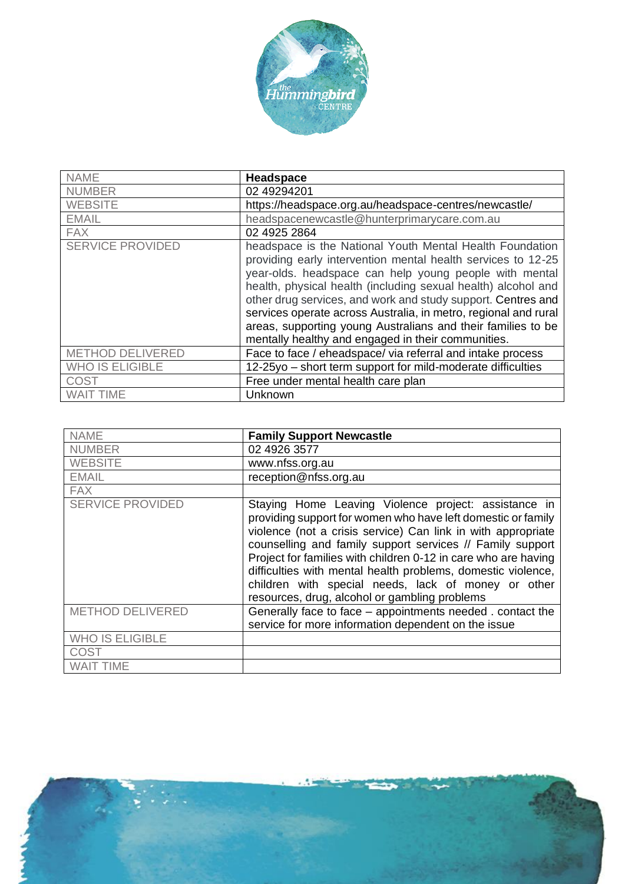| NAME | **Headspace** |
|---|---|
| NUMBER | 02 49294201 |
| WEBSITE | https://headspace.org.au/headspace-centres/newcastle/ |
| EMAIL | headspacenewcastle@hunterprimarycare.com.au |
| FAX | 02 4925 2864 |
| SERVICE PROVIDED | headspace is the National Youth Mental Health Foundation providing early intervention mental health services to 12-25 year-olds. headspace can help young people with mental health, physical health (including sexual health) alcohol and other drug services, and work and study support. Centres and services operate across Australia, in metro, regional and rural areas, supporting young Australians and their families to be mentally healthy and engaged in their communities. |
| METHOD DELIVERED | Face to face / eheadspace/ via referral and intake process |
| WHO IS ELIGIBLE | 12-25yo – short term support for mild-moderate difficulties |
| COST | Free under mental health care plan |
| WAIT TIME | Unknown |

| NAME | **Family Support Newcastle** |
|---|---|
| NUMBER | 02 4926 3577 |
| WEBSITE | www.nfss.org.au |
| EMAIL | reception@nfss.org.au |
| FAX | |
| SERVICE PROVIDED | Staying Home Leaving Violence project: assistance in providing support for women who have left domestic or family violence (not a crisis service) Can link in with appropriate counselling and family support services // Family support Project for families with children 0-12 in care who are having difficulties with mental health problems, domestic violence, children with special needs, lack of money or other resources, drug, alcohol or gambling problems |
| METHOD DELIVERED | Generally face to face – appointments needed . contact the service for more information dependent on the issue |
| WHO IS ELIGIBLE | |
| COST | |
| WAIT TIME | |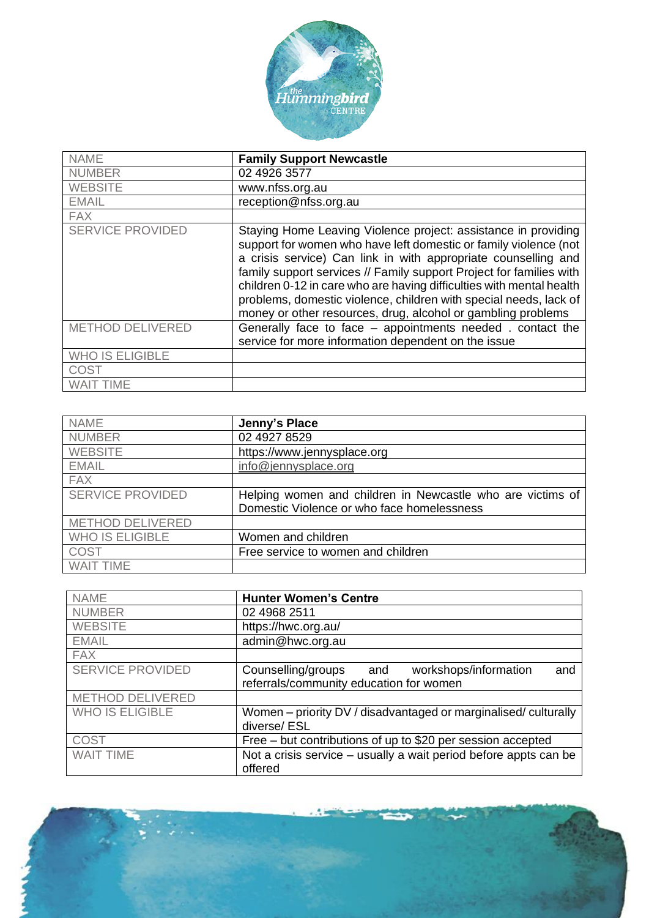| NAME | **Family Support Newcastle** |
|---|---|
| NUMBER | 02 4926 3577 |
| WEBSITE | www.nfss.org.au |
| EMAIL | reception@nfss.org.au |
| FAX | |
| SERVICE PROVIDED | Staying Home Leaving Violence project: assistance in providing support for women who have left domestic or family violence (not a crisis service) Can link in with appropriate counselling and family support services // Family support Project for families with children 0-12 in care who are having difficulties with mental health problems, domestic violence, children with special needs, lack of money or other resources, drug, alcohol or gambling problems |
| METHOD DELIVERED | Generally face to face – appointments needed . contact the service for more information dependent on the issue |
| WHO IS ELIGIBLE | |
| COST | |
| WAIT TIME | |

| NAME | **Jenny's Place** |
|---|---|
| NUMBER | 02 4927 8529 |
| WEBSITE | https://www.jennysplace.org |
| EMAIL | info@jennysplace.org |
| FAX | |
| SERVICE PROVIDED | Helping women and children in Newcastle who are victims of Domestic Violence or who face homelessness |
| METHOD DELIVERED | |
| WHO IS ELIGIBLE | Women and children |
| COST | Free service to women and children |
| WAIT TIME | |

| NAME | **Hunter Women's Centre** |
|---|---|
| NUMBER | 02 4968 2511 |
| WEBSITE | https://hwc.org.au/ |
| EMAIL | admin@hwc.org.au |
| FAX | |
| SERVICE PROVIDED | Counselling/groups and workshops/information and referrals/community education for women |
| METHOD DELIVERED | |
| WHO IS ELIGIBLE | Women – priority DV / disadvantaged or marginalised/ culturally diverse/ ESL |
| COST | Free – but contributions of up to $20 per session accepted |
| WAIT TIME | Not a crisis service – usually a wait period before appts can be offered |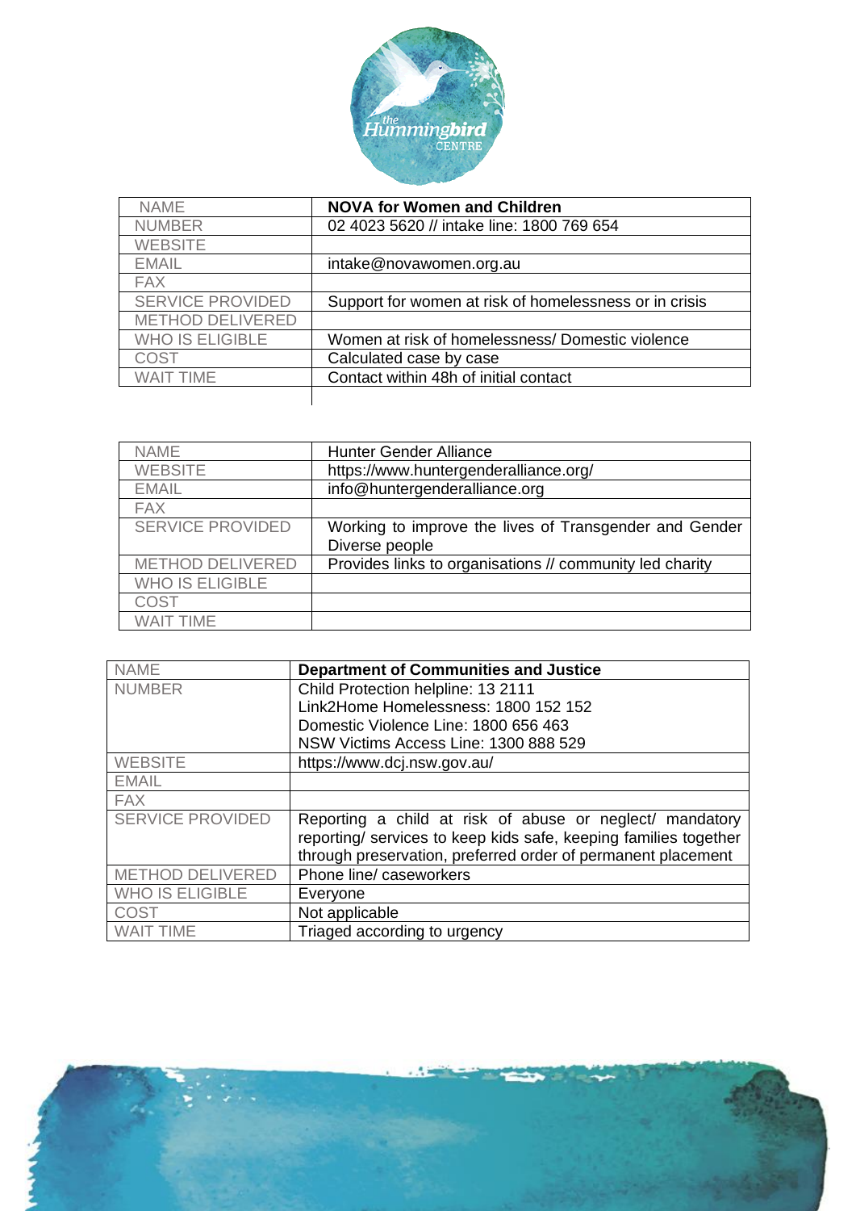| NAME | **NOVA for Women and Children** |
|---|---|
| NUMBER | 02 4023 5620 // intake line: 1800 769 654 |
| WEBSITE | |
| EMAIL | intake@novawomen.org.au |
| FAX | |
| SERVICE PROVIDED | Support for women at risk of homelessness or in crisis |
| METHOD DELIVERED | |
| WHO IS ELIGIBLE | Women at risk of homelessness/ Domestic violence |
| COST | Calculated case by case |
| WAIT TIME | Contact within 48h of initial contact |

| NAME | Hunter Gender Alliance |
|---|---|
| WEBSITE | https://www.huntergenderalliance.org/ |
| EMAIL | info@huntergenderalliance.org |
| FAX | |
| SERVICE PROVIDED | Working to improve the lives of Transgender and Gender Diverse people |
| METHOD DELIVERED | Provides links to organisations // community led charity |
| WHO IS ELIGIBLE | |
| COST | |
| WAIT TIME | |

| NAME | **Department of Communities and Justice** |
|---|---|
| NUMBER | Child Protection helpline: 13 2111<br>Link2Home Homelessness: 1800 152 152<br>Domestic Violence Line: 1800 656 463<br>NSW Victims Access Line: 1300 888 529 |
| WEBSITE | https://www.dcj.nsw.gov.au/ |
| EMAIL | |
| FAX | |
| SERVICE PROVIDED | Reporting a child at risk of abuse or neglect/ mandatory reporting/ services to keep kids safe, keeping families together through preservation, preferred order of permanent placement |
| METHOD DELIVERED | Phone line/ caseworkers |
| WHO IS ELIGIBLE | Everyone |
| COST | Not applicable |
| WAIT TIME | Triaged according to urgency |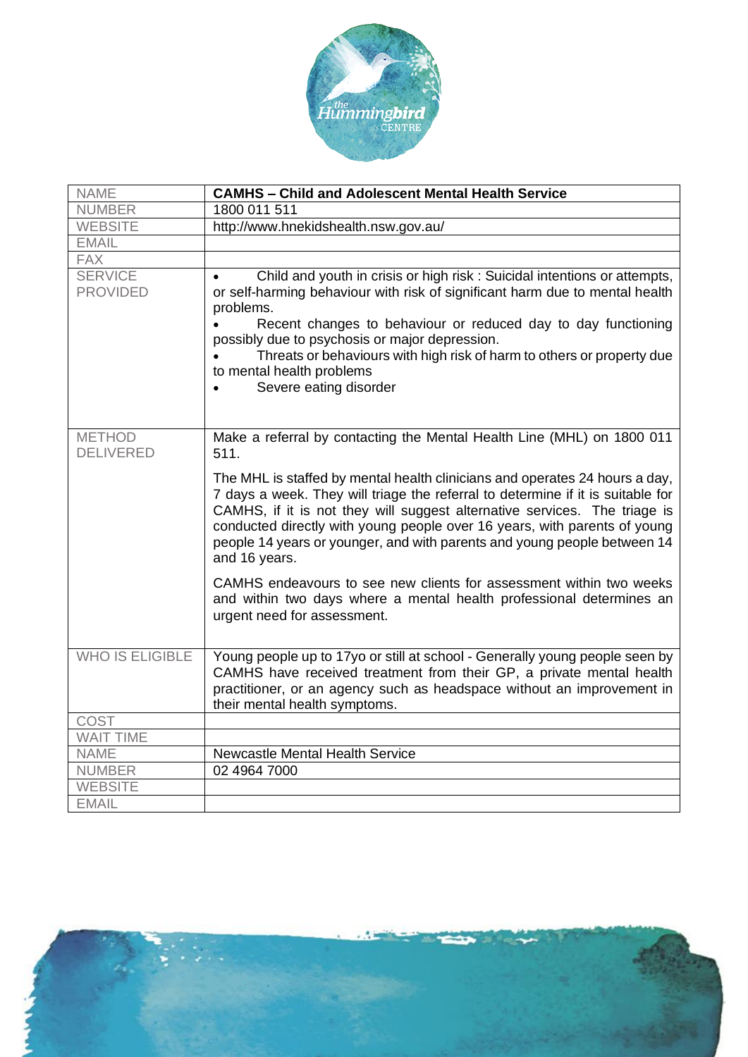| NAME | **CAMHS – Child and Adolescent Mental Health Service** |
|---|---|
| NUMBER | 1800 011 511 |
| WEBSITE | http://www.hnekidshealth.nsw.gov.au/ |
| EMAIL | |
| FAX | |
| SERVICE PROVIDED | • Child and youth in crisis or high risk : Suicidal intentions or attempts, or self-harming behaviour with risk of significant harm due to mental health problems.<br>• Recent changes to behaviour or reduced day to day functioning possibly due to psychosis or major depression.<br>• Threats or behaviours with high risk of harm to others or property due to mental health problems<br>• Severe eating disorder |
| METHOD DELIVERED | Make a referral by contacting the Mental Health Line (MHL) on 1800 011 511.<br><br>The MHL is staffed by mental health clinicians and operates 24 hours a day, 7 days a week. They will triage the referral to determine if it is suitable for CAMHS, if it is not they will suggest alternative services. The triage is conducted directly with young people over 16 years, with parents of young people 14 years or younger, and with parents and young people between 14 and 16 years.<br><br>CAMHS endeavours to see new clients for assessment within two weeks and within two days where a mental health professional determines an urgent need for assessment. |
| WHO IS ELIGIBLE | Young people up to 17yo or still at school - Generally young people seen by CAMHS have received treatment from their GP, a private mental health practitioner, or an agency such as headspace without an improvement in their mental health symptoms. |
| COST | |
| WAIT TIME | |
| NAME | Newcastle Mental Health Service |
| NUMBER | 02 4964 7000 |
| WEBSITE | |
| EMAIL | |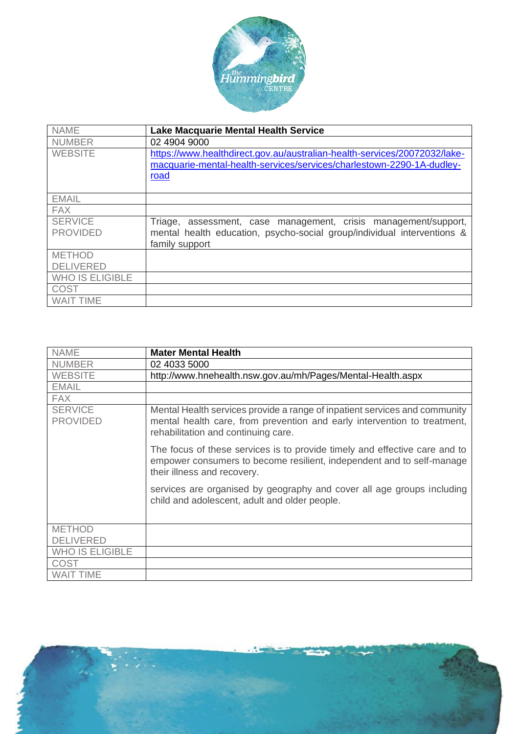| NAME | **Lake Macquarie Mental Health Service** |
|---|---|
| NUMBER | 02 4904 9000 |
| WEBSITE | https://www.healthdirect.gov.au/australian-health-services/20072032/lake-macquarie-mental-health-services/services/charlestown-2290-1A-dudley-road |
| EMAIL | |
| FAX | |
| SERVICE PROVIDED | Triage, assessment, case management, crisis management/support, mental health education, psycho-social group/individual interventions & family support |
| METHOD DELIVERED | |
| WHO IS ELIGIBLE | |
| COST | |
| WAIT TIME | |

| NAME | **Mater Mental Health** |
|---|---|
| NUMBER | 02 4033 5000 |
| WEBSITE | http://www.hnehealth.nsw.gov.au/mh/Pages/Mental-Health.aspx |
| EMAIL | |
| FAX | |
| SERVICE PROVIDED | Mental Health services provide a range of inpatient services and community mental health care, from prevention and early intervention to treatment, rehabilitation and continuing care.<br><br>The focus of these services is to provide timely and effective care and to empower consumers to become resilient, independent and to self-manage their illness and recovery.<br><br>services are organised by geography and cover all age groups including child and adolescent, adult and older people. |
| METHOD DELIVERED | |
| WHO IS ELIGIBLE | |
| COST | |
| WAIT TIME | |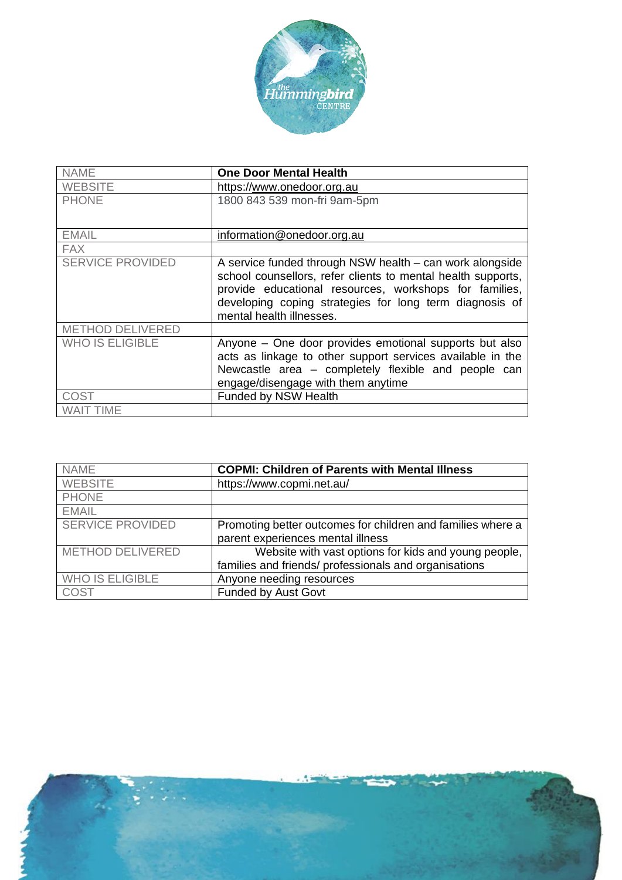| NAME | **One Door Mental Health** |
|---|---|
| WEBSITE | https://www.onedoor.org.au |
| PHONE | 1800 843 539 mon-fri 9am-5pm |
| EMAIL | information@onedoor.org.au |
| FAX | |
| SERVICE PROVIDED | A service funded through NSW health – can work alongside school counsellors, refer clients to mental health supports, provide educational resources, workshops for families, developing coping strategies for long term diagnosis of mental health illnesses. |
| METHOD DELIVERED | |
| WHO IS ELIGIBLE | Anyone – One door provides emotional supports but also acts as linkage to other support services available in the Newcastle area – completely flexible and people can engage/disengage with them anytime |
| COST | Funded by NSW Health |
| WAIT TIME | |

| NAME | **COPMI: Children of Parents with Mental Illness** |
|---|---|
| WEBSITE | https://www.copmi.net.au/ |
| PHONE | |
| EMAIL | |
| SERVICE PROVIDED | Promoting better outcomes for children and families where a parent experiences mental illness |
| METHOD DELIVERED | Website with vast options for kids and young people, families and friends/ professionals and organisations |
| WHO IS ELIGIBLE | Anyone needing resources |
| COST | Funded by Aust Govt |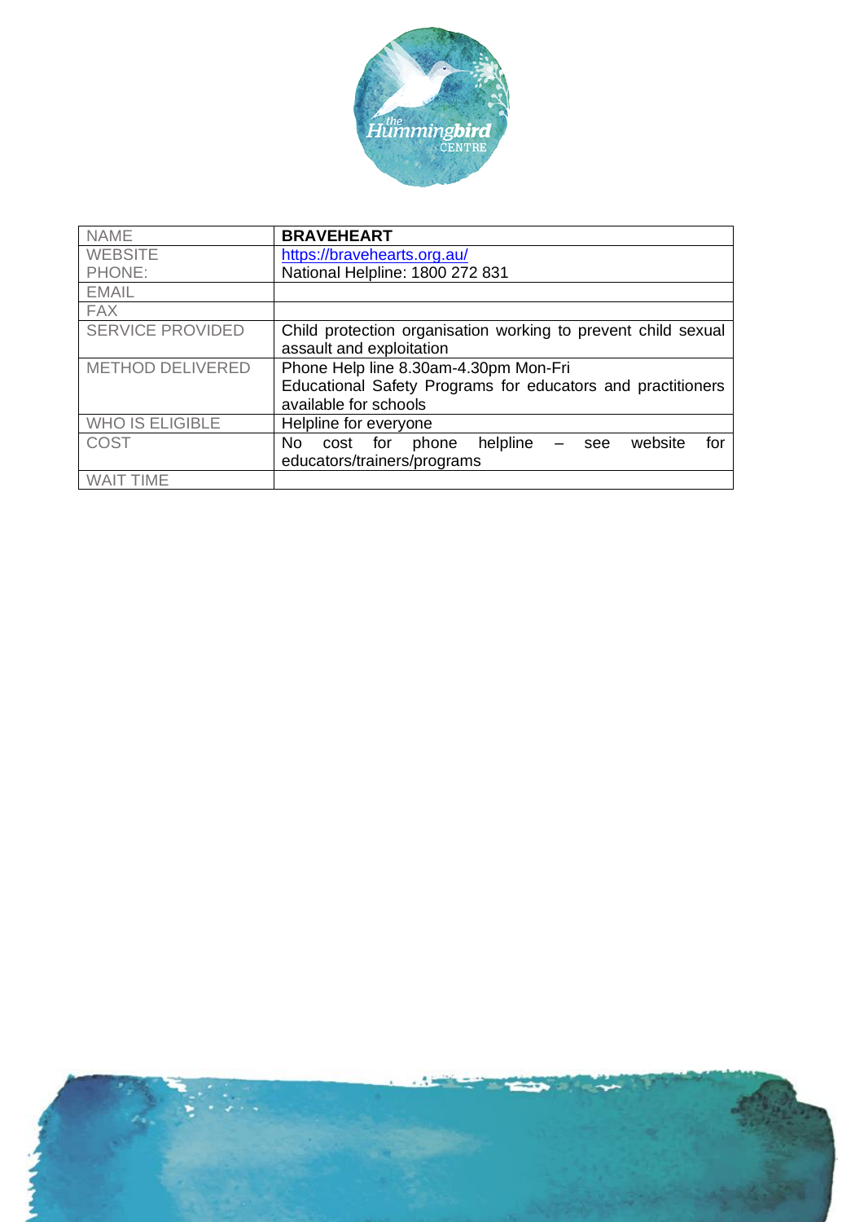| | |
|---|---|
| NAME | **BRAVEHEART** |
| WEBSITE<br>PHONE: | https://bravehearts.org.au/<br>National Helpline: 1800 272 831 |
| EMAIL | |
| FAX | |
| SERVICE PROVIDED | Child protection organisation working to prevent child sexual assault and exploitation |
| METHOD DELIVERED | Phone Help line 8.30am-4.30pm Mon-Fri<br>Educational Safety Programs for educators and practitioners available for schools |
| WHO IS ELIGIBLE | Helpline for everyone |
| COST | No cost for phone helpline – see website for educators/trainers/programs |
| WAIT TIME | |